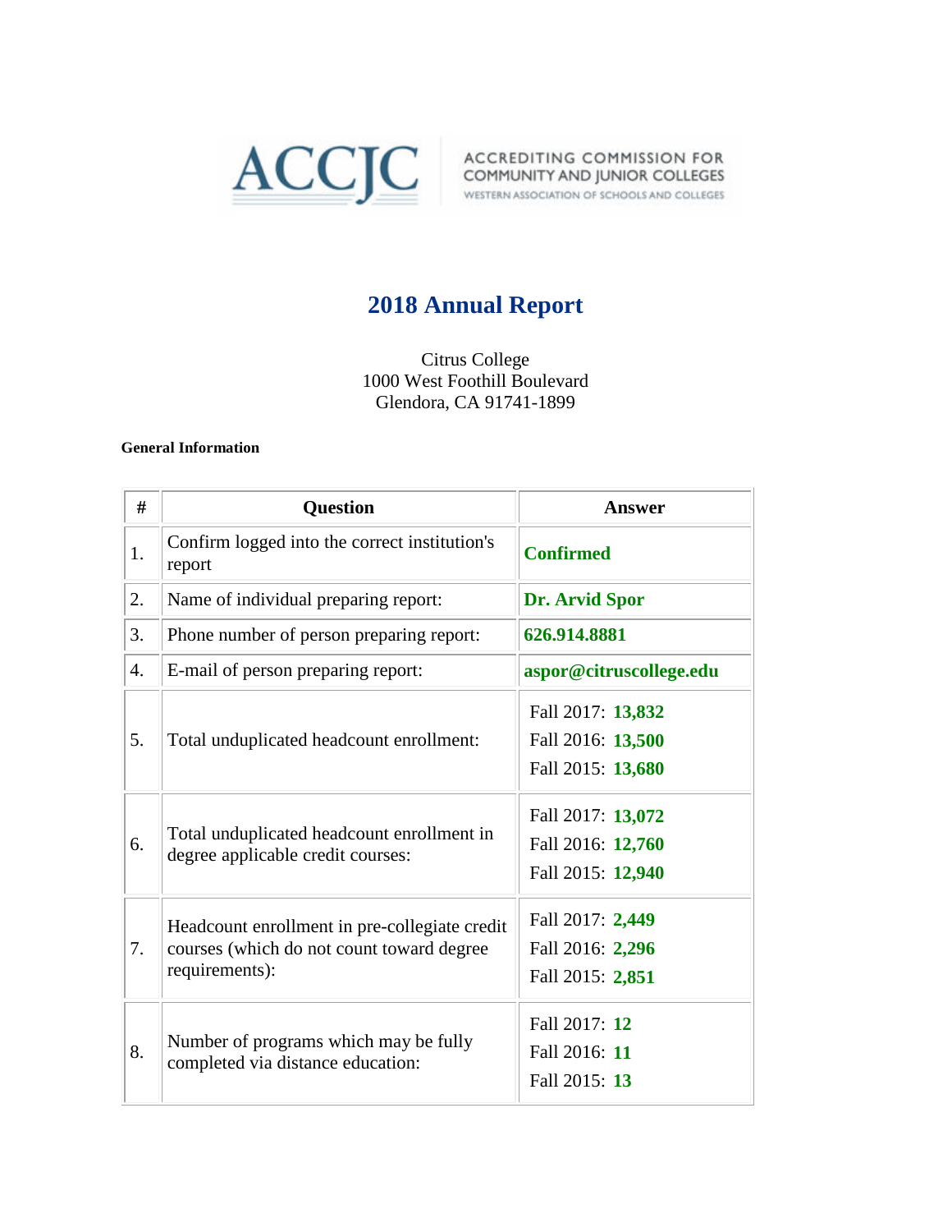ACCJC ACCREDITING COMMISSION FOR COMMUNITY AND JUNIOR COLLEGES WESTERN ASSOCIATION OF SCHOOLS AND COLLEGES

# 2018 Annual Report

Citrus College
1000 West Foothill Boulevard
Glendora, CA 91741-1899

**General Information**

| # | Question | Answer |
|---|---|---|
| 1. | Confirm logged into the correct institution's report | **Confirmed** |
| 2. | Name of individual preparing report: | **Dr. Arvid Spor** |
| 3. | Phone number of person preparing report: | **626.914.8881** |
| 4. | E-mail of person preparing report: | **aspor@citruscollege.edu** |
| 5. | Total unduplicated headcount enrollment: | Fall 2017: **13,832**<br>Fall 2016: **13,500**<br>Fall 2015: **13,680** |
| 6. | Total unduplicated headcount enrollment in degree applicable credit courses: | Fall 2017: **13,072**<br>Fall 2016: **12,760**<br>Fall 2015: **12,940** |
| 7. | Headcount enrollment in pre-collegiate credit courses (which do not count toward degree requirements): | Fall 2017: **2,449**<br>Fall 2016: **2,296**<br>Fall 2015: **2,851** |
| 8. | Number of programs which may be fully completed via distance education: | Fall 2017: **12**<br>Fall 2016: **11**<br>Fall 2015: **13** |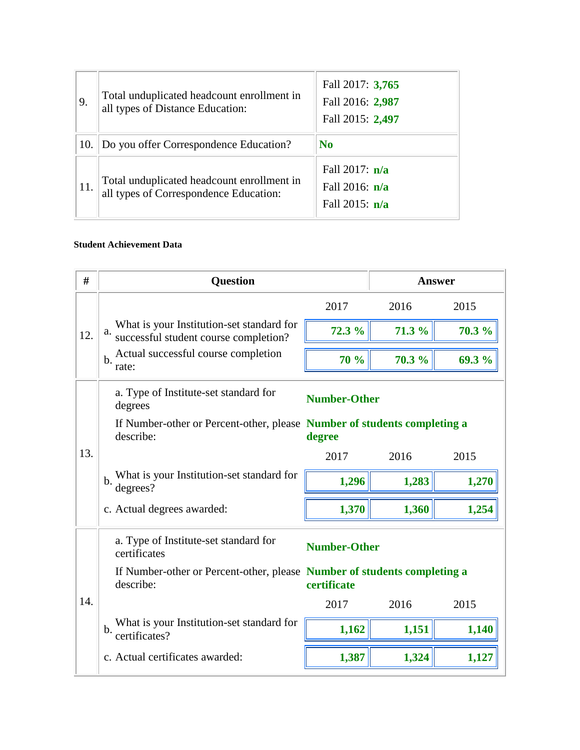| | | |
|---|---|---|
| 9. | Total unduplicated headcount enrollment in all types of Distance Education: | Fall 2017: **3,765**<br>Fall 2016: **2,987**<br>Fall 2015: **2,497** |
| 10. | Do you offer Correspondence Education? | **No** |
| 11. | Total unduplicated headcount enrollment in all types of Correspondence Education: | Fall 2017: **n/a**<br>Fall 2016: **n/a**<br>Fall 2015: **n/a** |

**Student Achievement Data**

| # | Question | Answer | | |
|---|---|---|---|---|
| 12. | | 2017 | 2016 | 2015 |
| | a. What is your Institution-set standard for successful student course completion? | **72.3 %** | **71.3 %** | **70.3 %** |
| | b. Actual successful course completion rate: | **70 %** | **70.3 %** | **69.3 %** |
| 13. | a. Type of Institute-set standard for degrees | **Number-Other** | | |
| | If Number-other or Percent-other, please describe: | **Number of students completing a degree** | | |
| | | 2017 | 2016 | 2015 |
| | b. What is your Institution-set standard for degrees? | **1,296** | **1,283** | **1,270** |
| | c. Actual degrees awarded: | **1,370** | **1,360** | **1,254** |
| 14. | a. Type of Institute-set standard for certificates | **Number-Other** | | |
| | If Number-other or Percent-other, please describe: | **Number of students completing a certificate** | | |
| | | 2017 | 2016 | 2015 |
| | b. What is your Institution-set standard for certificates? | **1,162** | **1,151** | **1,140** |
| | c. Actual certificates awarded: | **1,387** | **1,324** | **1,127** |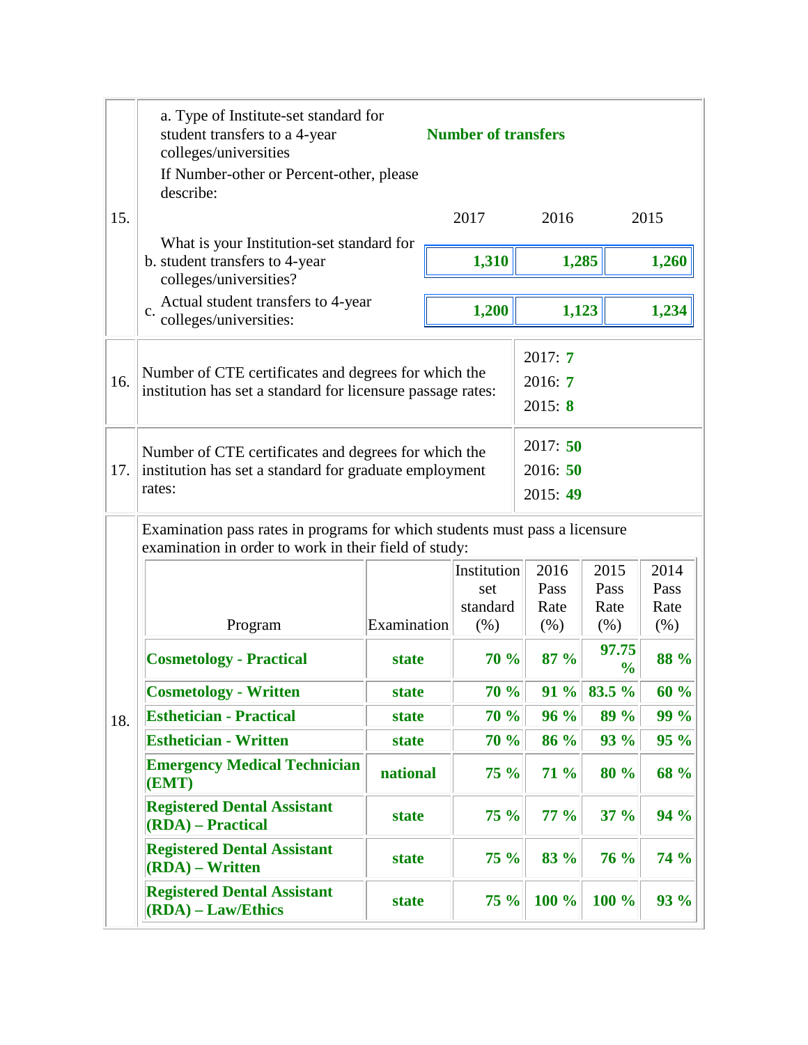**15.**

a. Type of Institute-set standard for student transfers to a 4-year colleges/universities: **Number of transfers**

If Number-other or Percent-other, please describe:

| | 2017 | 2016 | 2015 |
|---|---|---|---|
| b. What is your Institution-set standard for student transfers to 4-year colleges/universities? | **1,310** | **1,285** | **1,260** |
| c. Actual student transfers to 4-year colleges/universities: | **1,200** | **1,123** | **1,234** |

**16.** Number of CTE certificates and degrees for which the institution has set a standard for licensure passage rates:

2017: **7**
2016: **7**
2015: **8**

**17.** Number of CTE certificates and degrees for which the institution has set a standard for graduate employment rates:

2017: **50**
2016: **50**
2015: **49**

**18.** Examination pass rates in programs for which students must pass a licensure examination in order to work in their field of study:

| Program | Examination | Institution set standard (%) | 2016 Pass Rate (%) | 2015 Pass Rate (%) | 2014 Pass Rate (%) |
|---|---|---|---|---|---|
| **Cosmetology - Practical** | **state** | **70 %** | **87 %** | **97.75 %** | **88 %** |
| **Cosmetology - Written** | **state** | **70 %** | **91 %** | **83.5 %** | **60 %** |
| **Esthetician - Practical** | **state** | **70 %** | **96 %** | **89 %** | **99 %** |
| **Esthetician - Written** | **state** | **70 %** | **86 %** | **93 %** | **95 %** |
| **Emergency Medical Technician (EMT)** | **national** | **75 %** | **71 %** | **80 %** | **68 %** |
| **Registered Dental Assistant (RDA) – Practical** | **state** | **75 %** | **77 %** | **37 %** | **94 %** |
| **Registered Dental Assistant (RDA) – Written** | **state** | **75 %** | **83 %** | **76 %** | **74 %** |
| **Registered Dental Assistant (RDA) – Law/Ethics** | **state** | **75 %** | **100 %** | **100 %** | **93 %** |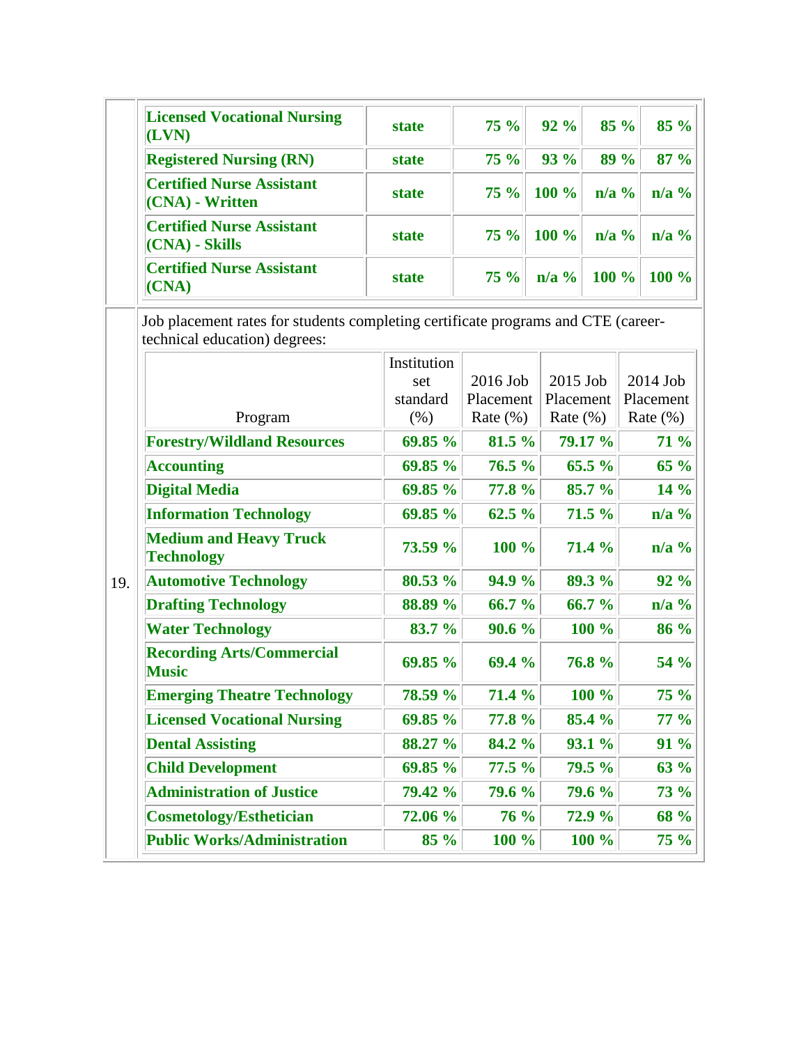| Licensed Vocational Nursing (LVN) | state | 75 % | 92 % | 85 % | 85 % |
|---|---|---|---|---|---|
| Registered Nursing (RN) | state | 75 % | 93 % | 89 % | 87 % |
| Certified Nurse Assistant (CNA) - Written | state | 75 % | 100 % | n/a % | n/a % |
| Certified Nurse Assistant (CNA) - Skills | state | 75 % | 100 % | n/a % | n/a % |
| Certified Nurse Assistant (CNA) | state | 75 % | n/a % | 100 % | 100 % |

19. Job placement rates for students completing certificate programs and CTE (career-technical education) degrees:

| Program | Institution set standard (%) | 2016 Job Placement Rate (%) | 2015 Job Placement Rate (%) | 2014 Job Placement Rate (%) |
|---|---|---|---|---|
| Forestry/Wildland Resources | 69.85 % | 81.5 % | 79.17 % | 71 % |
| Accounting | 69.85 % | 76.5 % | 65.5 % | 65 % |
| Digital Media | 69.85 % | 77.8 % | 85.7 % | 14 % |
| Information Technology | 69.85 % | 62.5 % | 71.5 % | n/a % |
| Medium and Heavy Truck Technology | 73.59 % | 100 % | 71.4 % | n/a % |
| Automotive Technology | 80.53 % | 94.9 % | 89.3 % | 92 % |
| Drafting Technology | 88.89 % | 66.7 % | 66.7 % | n/a % |
| Water Technology | 83.7 % | 90.6 % | 100 % | 86 % |
| Recording Arts/Commercial Music | 69.85 % | 69.4 % | 76.8 % | 54 % |
| Emerging Theatre Technology | 78.59 % | 71.4 % | 100 % | 75 % |
| Licensed Vocational Nursing | 69.85 % | 77.8 % | 85.4 % | 77 % |
| Dental Assisting | 88.27 % | 84.2 % | 93.1 % | 91 % |
| Child Development | 69.85 % | 77.5 % | 79.5 % | 63 % |
| Administration of Justice | 79.42 % | 79.6 % | 79.6 % | 73 % |
| Cosmetology/Esthetician | 72.06 % | 76 % | 72.9 % | 68 % |
| Public Works/Administration | 85 % | 100 % | 100 % | 75 % |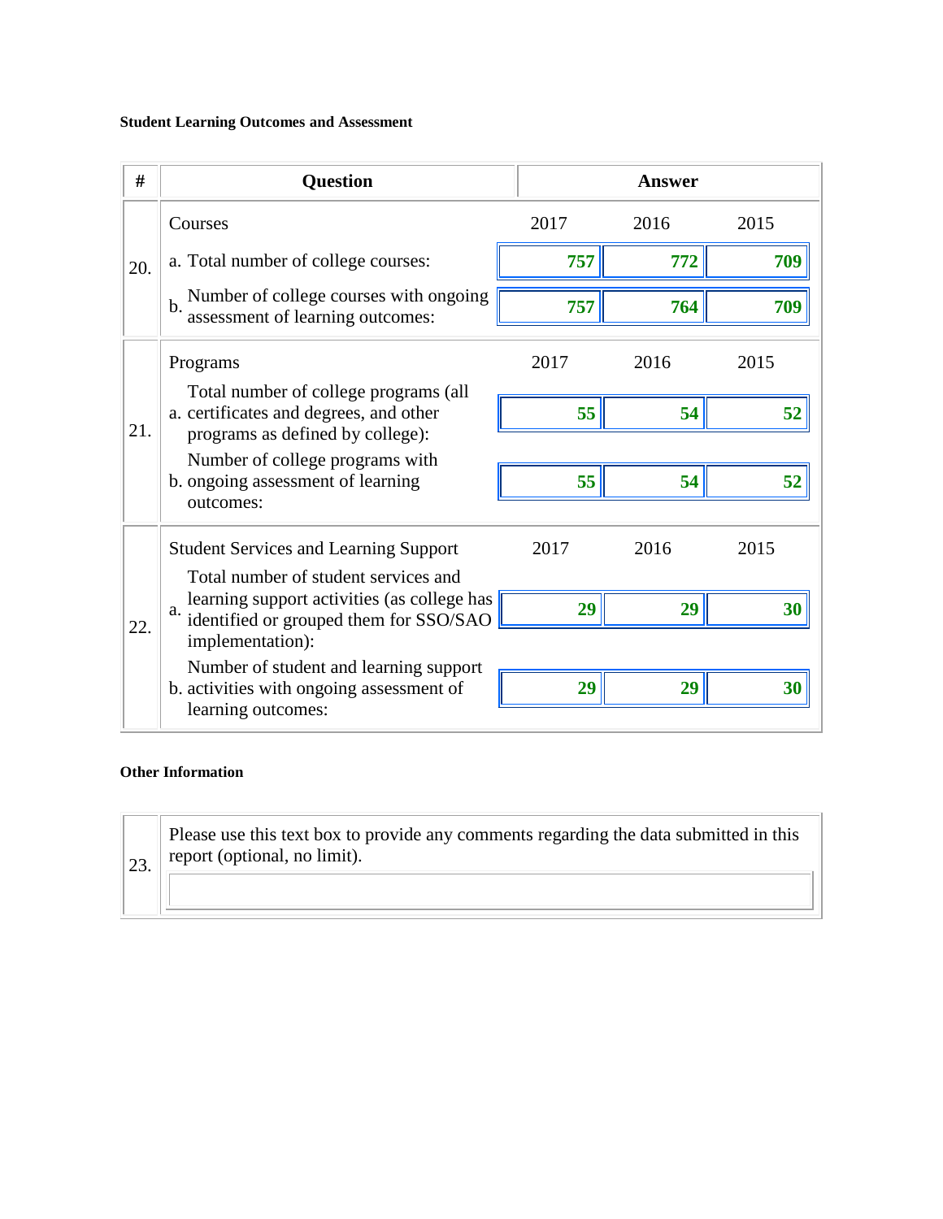**Student Learning Outcomes and Assessment**

| # | Question | Answer | | |
|---|---|---|---|---|
| 20. | Courses | 2017 | 2016 | 2015 |
| | a. Total number of college courses: | 757 | 772 | 709 |
| | b. Number of college courses with ongoing assessment of learning outcomes: | 757 | 764 | 709 |
| 21. | Programs | 2017 | 2016 | 2015 |
| | a. Total number of college programs (all certificates and degrees, and other programs as defined by college): | 55 | 54 | 52 |
| | b. Number of college programs with ongoing assessment of learning outcomes: | 55 | 54 | 52 |
| 22. | Student Services and Learning Support | 2017 | 2016 | 2015 |
| | a. Total number of student services and learning support activities (as college has identified or grouped them for SSO/SAO implementation): | 29 | 29 | 30 |
| | b. Number of student and learning support activities with ongoing assessment of learning outcomes: | 29 | 29 | 30 |

**Other Information**

| # | |
|---|---|
| 23. | Please use this text box to provide any comments regarding the data submitted in this report (optional, no limit). |